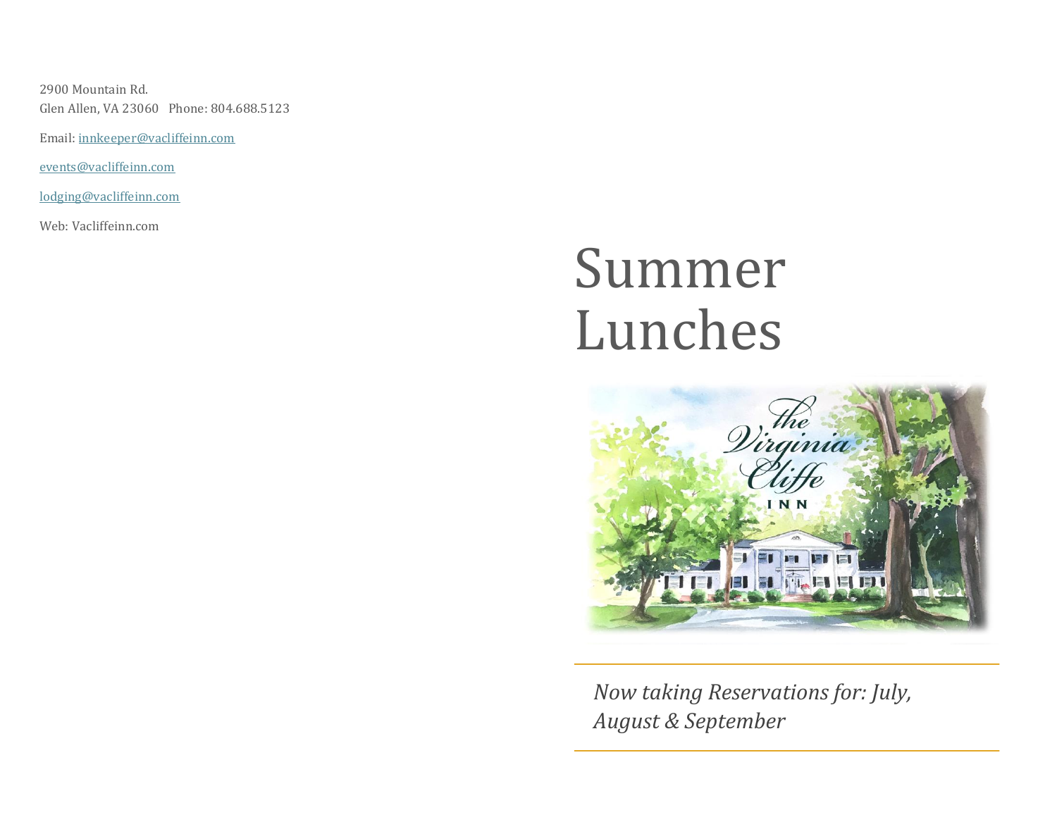2900 Mountain Rd.
Glen Allen, VA 23060   Phone: 804.688.5123

Email: [innkeeper@vacliffeinn.com](mailto:innkeeper@vacliffeinn.com)

[events@vacliffeinn.com](mailto:events@vacliffeinn.com)

[lodging@vacliffeinn.com](mailto:lodging@vacliffeinn.com)

Web: Vacliffeinn.com

# Summer Lunches

the Virginia Cliffe INN

*Now taking Reservations for: July, August & September*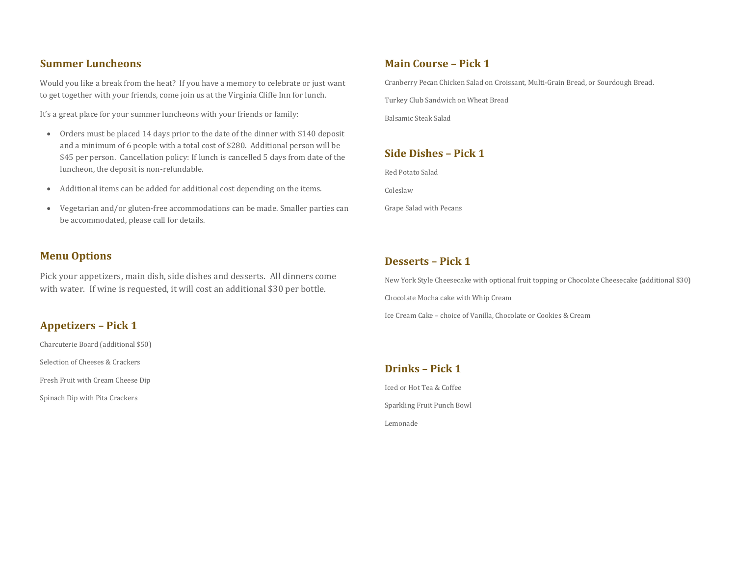## Summer Luncheons

Would you like a break from the heat? If you have a memory to celebrate or just want to get together with your friends, come join us at the Virginia Cliffe Inn for lunch.

It's a great place for your summer luncheons with your friends or family:

- Orders must be placed 14 days prior to the date of the dinner with $140 deposit and a minimum of 6 people with a total cost of $280. Additional person will be $45 per person. Cancellation policy: If lunch is cancelled 5 days from date of the luncheon, the deposit is non-refundable.
- Additional items can be added for additional cost depending on the items.
- Vegetarian and/or gluten-free accommodations can be made. Smaller parties can be accommodated, please call for details.

## Menu Options

Pick your appetizers, main dish, side dishes and desserts. All dinners come with water. If wine is requested, it will cost an additional $30 per bottle.

## Appetizers – Pick 1

Charcuterie Board (additional $50)

Selection of Cheeses & Crackers

Fresh Fruit with Cream Cheese Dip

Spinach Dip with Pita Crackers

## Main Course – Pick 1

Cranberry Pecan Chicken Salad on Croissant, Multi-Grain Bread, or Sourdough Bread.

Turkey Club Sandwich on Wheat Bread

Balsamic Steak Salad

## Side Dishes – Pick 1

Red Potato Salad

Coleslaw

Grape Salad with Pecans

## Desserts – Pick 1

New York Style Cheesecake with optional fruit topping or Chocolate Cheesecake (additional $30)

Chocolate Mocha cake with Whip Cream

Ice Cream Cake – choice of Vanilla, Chocolate or Cookies & Cream

## Drinks – Pick 1

Iced or Hot Tea & Coffee

Sparkling Fruit Punch Bowl

Lemonade